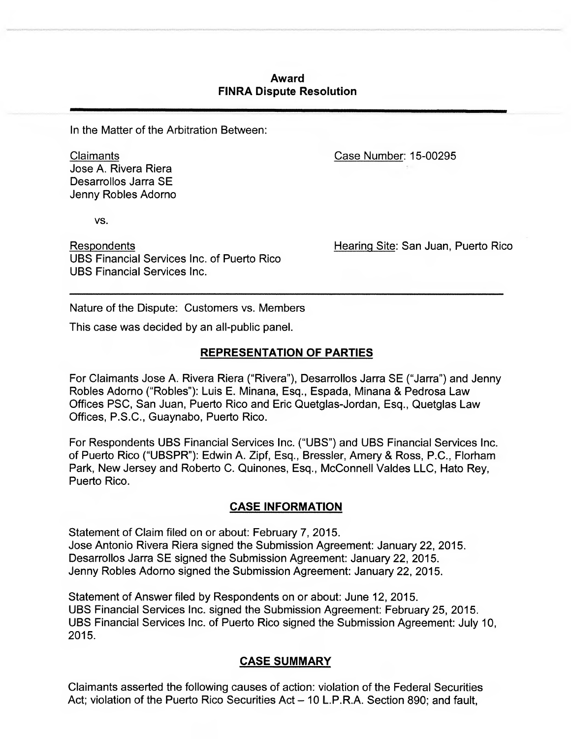# Award
## FINRA Dispute Resolution

In the Matter of the Arbitration Between:

Claimants
Jose A. Rivera Riera
Desarrollos Jarra SE
Jenny Robles Adorno

Case Number: 15-00295

vs.

Respondents
UBS Financial Services Inc. of Puerto Rico
UBS Financial Services Inc.

Hearing Site: San Juan, Puerto Rico

---

Nature of the Dispute: Customers vs. Members

This case was decided by an all-public panel.

## REPRESENTATION OF PARTIES

For Claimants Jose A. Rivera Riera ("Rivera"), Desarrollos Jarra SE ("Jarra") and Jenny Robles Adorno ("Robles"): Luis E. Minana, Esq., Espada, Minana & Pedrosa Law Offices PSC, San Juan, Puerto Rico and Eric Quetglas-Jordan, Esq., Quetglas Law Offices, P.S.C., Guaynabo, Puerto Rico.

For Respondents UBS Financial Services Inc. ("UBS") and UBS Financial Services Inc. of Puerto Rico ("UBSPR"): Edwin A. Zipf, Esq., Bressler, Amery & Ross, P.C., Florham Park, New Jersey and Roberto C. Quinones, Esq., McConnell Valdes LLC, Hato Rey, Puerto Rico.

## CASE INFORMATION

Statement of Claim filed on or about: February 7, 2015.
Jose Antonio Rivera Riera signed the Submission Agreement: January 22, 2015.
Desarrollos Jarra SE signed the Submission Agreement: January 22, 2015.
Jenny Robles Adorno signed the Submission Agreement: January 22, 2015.

Statement of Answer filed by Respondents on or about: June 12, 2015.
UBS Financial Services Inc. signed the Submission Agreement: February 25, 2015.
UBS Financial Services Inc. of Puerto Rico signed the Submission Agreement: July 10, 2015.

## CASE SUMMARY

Claimants asserted the following causes of action: violation of the Federal Securities Act; violation of the Puerto Rico Securities Act – 10 L.P.R.A. Section 890; and fault,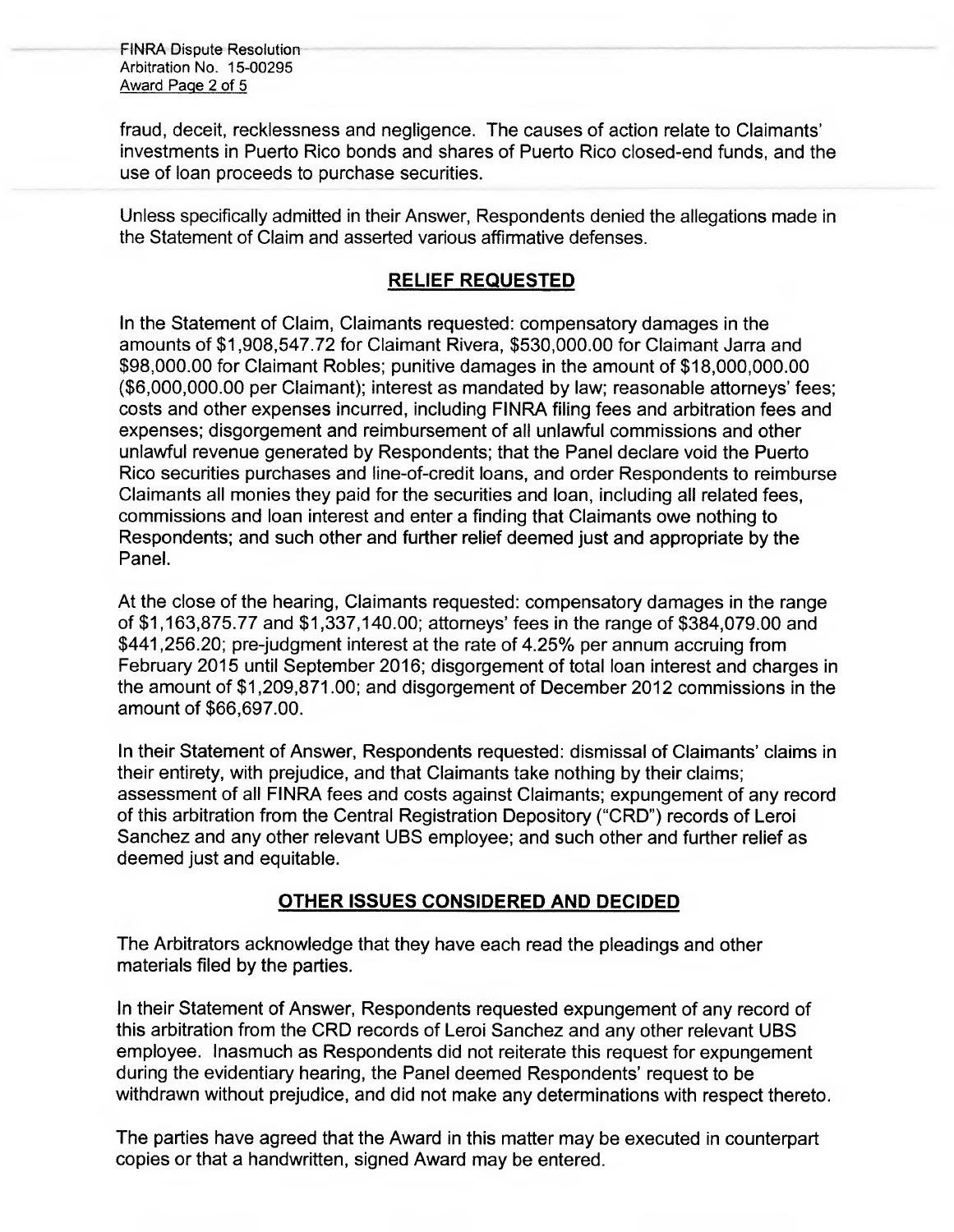fraud, deceit, recklessness and negligence. The causes of action relate to Claimants' investments in Puerto Rico bonds and shares of Puerto Rico closed-end funds, and the use of loan proceeds to purchase securities.

Unless specifically admitted in their Answer, Respondents denied the allegations made in the Statement of Claim and asserted various affirmative defenses.

## RELIEF REQUESTED

In the Statement of Claim, Claimants requested: compensatory damages in the amounts of $1,908,547.72 for Claimant Rivera, $530,000.00 for Claimant Jarra and $98,000.00 for Claimant Robles; punitive damages in the amount of $18,000,000.00 ($6,000,000.00 per Claimant); interest as mandated by law; reasonable attorneys' fees; costs and other expenses incurred, including FINRA filing fees and arbitration fees and expenses; disgorgement and reimbursement of all unlawful commissions and other unlawful revenue generated by Respondents; that the Panel declare void the Puerto Rico securities purchases and line-of-credit loans, and order Respondents to reimburse Claimants all monies they paid for the securities and loan, including all related fees, commissions and loan interest and enter a finding that Claimants owe nothing to Respondents; and such other and further relief deemed just and appropriate by the Panel.

At the close of the hearing, Claimants requested: compensatory damages in the range of $1,163,875.77 and $1,337,140.00; attorneys' fees in the range of $384,079.00 and $441,256.20; pre-judgment interest at the rate of 4.25% per annum accruing from February 2015 until September 2016; disgorgement of total loan interest and charges in the amount of $1,209,871.00; and disgorgement of December 2012 commissions in the amount of $66,697.00.

In their Statement of Answer, Respondents requested: dismissal of Claimants' claims in their entirety, with prejudice, and that Claimants take nothing by their claims; assessment of all FINRA fees and costs against Claimants; expungement of any record of this arbitration from the Central Registration Depository ("CRD") records of Leroi Sanchez and any other relevant UBS employee; and such other and further relief as deemed just and equitable.

## OTHER ISSUES CONSIDERED AND DECIDED

The Arbitrators acknowledge that they have each read the pleadings and other materials filed by the parties.

In their Statement of Answer, Respondents requested expungement of any record of this arbitration from the CRD records of Leroi Sanchez and any other relevant UBS employee. Inasmuch as Respondents did not reiterate this request for expungement during the evidentiary hearing, the Panel deemed Respondents' request to be withdrawn without prejudice, and did not make any determinations with respect thereto.

The parties have agreed that the Award in this matter may be executed in counterpart copies or that a handwritten, signed Award may be entered.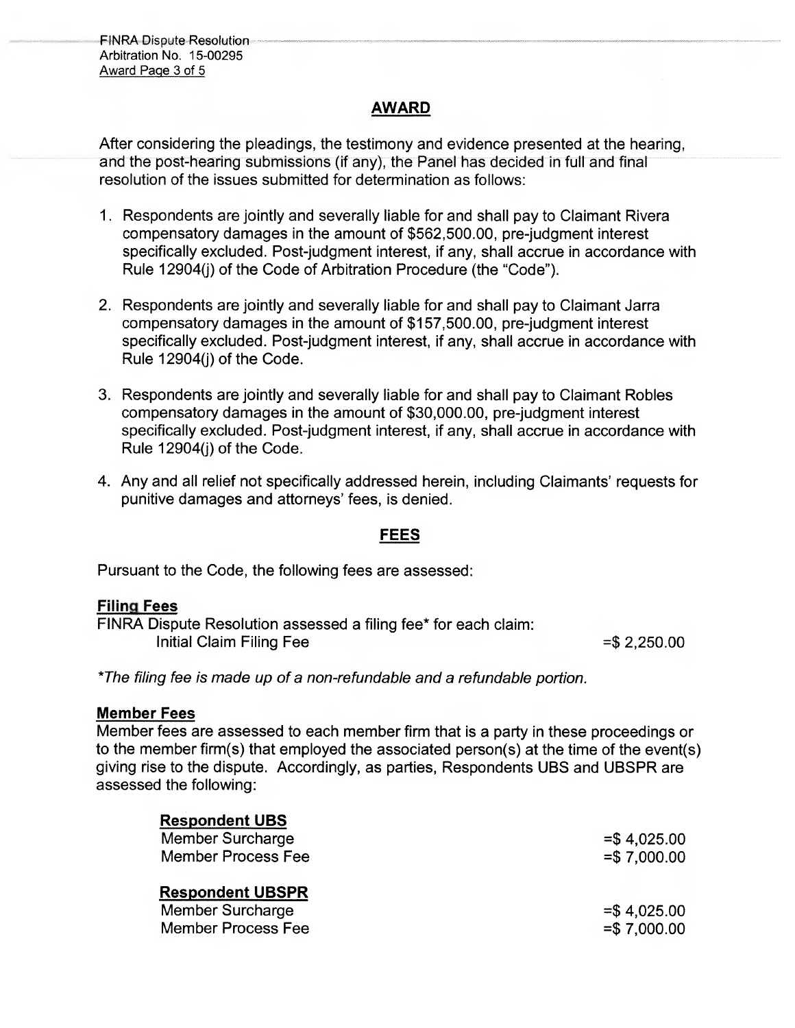## AWARD

After considering the pleadings, the testimony and evidence presented at the hearing, and the post-hearing submissions (if any), the Panel has decided in full and final resolution of the issues submitted for determination as follows:

1. Respondents are jointly and severally liable for and shall pay to Claimant Rivera compensatory damages in the amount of $562,500.00, pre-judgment interest specifically excluded. Post-judgment interest, if any, shall accrue in accordance with Rule 12904(j) of the Code of Arbitration Procedure (the "Code").

2. Respondents are jointly and severally liable for and shall pay to Claimant Jarra compensatory damages in the amount of $157,500.00, pre-judgment interest specifically excluded. Post-judgment interest, if any, shall accrue in accordance with Rule 12904(j) of the Code.

3. Respondents are jointly and severally liable for and shall pay to Claimant Robles compensatory damages in the amount of $30,000.00, pre-judgment interest specifically excluded. Post-judgment interest, if any, shall accrue in accordance with Rule 12904(j) of the Code.

4. Any and all relief not specifically addressed herein, including Claimants' requests for punitive damages and attorneys' fees, is denied.

## FEES

Pursuant to the Code, the following fees are assessed:

**Filing Fees**

FINRA Dispute Resolution assessed a filing fee* for each claim:

| | |
|---|---|
| Initial Claim Filing Fee | =$ 2,250.00 |

*\*The filing fee is made up of a non-refundable and a refundable portion.*

**Member Fees**

Member fees are assessed to each member firm that is a party in these proceedings or to the member firm(s) that employed the associated person(s) at the time of the event(s) giving rise to the dispute. Accordingly, as parties, Respondents UBS and UBSPR are assessed the following:

**Respondent UBS**

| | |
|---|---|
| Member Surcharge | =$ 4,025.00 |
| Member Process Fee | =$ 7,000.00 |

**Respondent UBSPR**

| | |
|---|---|
| Member Surcharge | =$ 4,025.00 |
| Member Process Fee | =$ 7,000.00 |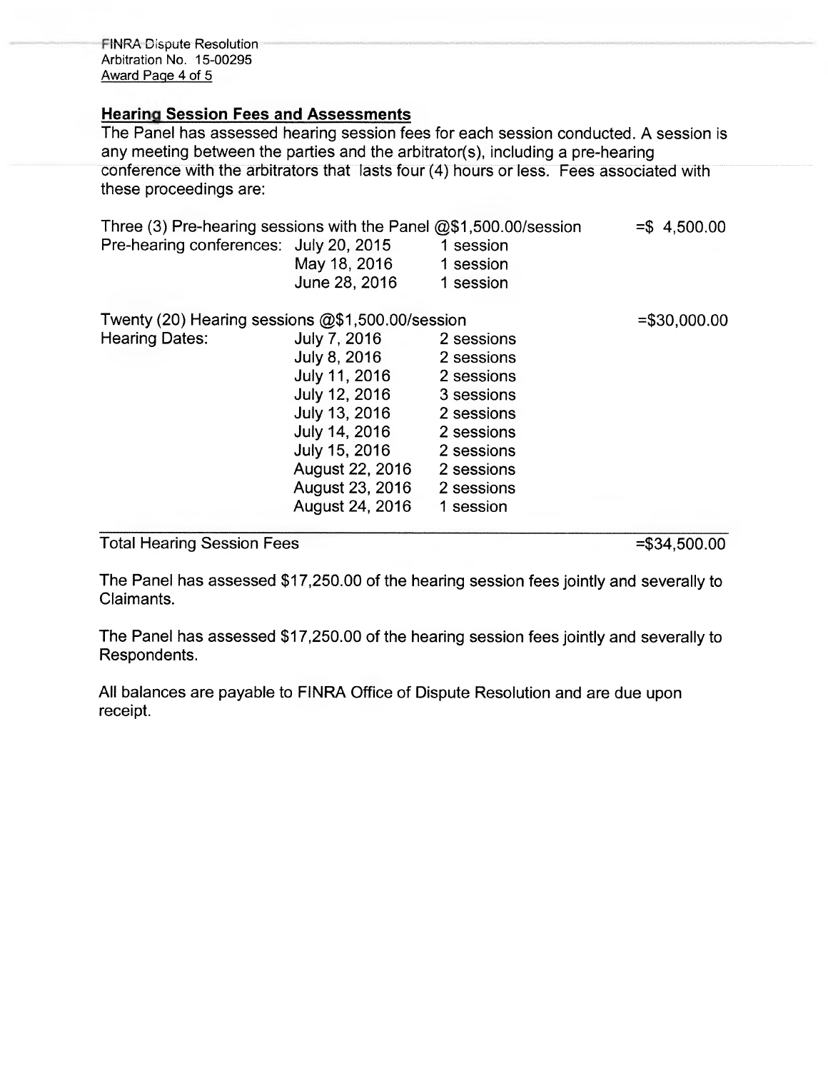## Hearing Session Fees and Assessments

The Panel has assessed hearing session fees for each session conducted. A session is any meeting between the parties and the arbitrator(s), including a pre-hearing conference with the arbitrators that lasts four (4) hours or less. Fees associated with these proceedings are:

| | | | |
|---|---|---|---|
| Three (3) Pre-hearing sessions with the Panel @$1,500.00/session | | | =$ 4,500.00 |
| Pre-hearing conferences: | July 20, 2015 | 1 session | |
| | May 18, 2016 | 1 session | |
| | June 28, 2016 | 1 session | |
| Twenty (20) Hearing sessions @$1,500.00/session | | | =$30,000.00 |
| Hearing Dates: | July 7, 2016 | 2 sessions | |
| | July 8, 2016 | 2 sessions | |
| | July 11, 2016 | 2 sessions | |
| | July 12, 2016 | 3 sessions | |
| | July 13, 2016 | 2 sessions | |
| | July 14, 2016 | 2 sessions | |
| | July 15, 2016 | 2 sessions | |
| | August 22, 2016 | 2 sessions | |
| | August 23, 2016 | 2 sessions | |
| | August 24, 2016 | 1 session | |
| **Total Hearing Session Fees** | | | =$34,500.00 |

The Panel has assessed $17,250.00 of the hearing session fees jointly and severally to Claimants.

The Panel has assessed $17,250.00 of the hearing session fees jointly and severally to Respondents.

All balances are payable to FINRA Office of Dispute Resolution and are due upon receipt.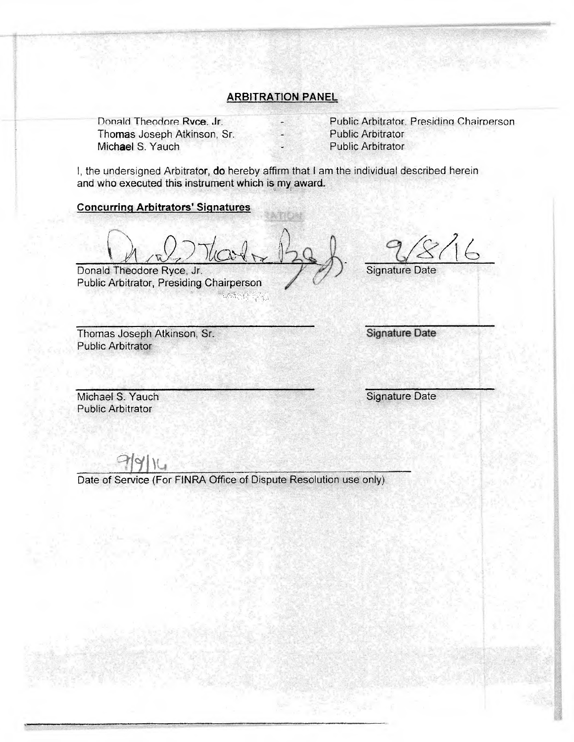## ARBITRATION PANEL

| | | |
|---|---|---|
| Donald Theodore Ryce, Jr. | - | Public Arbitrator, Presiding Chairperson |
| Thomas Joseph Atkinson, Sr. | - | Public Arbitrator |
| Michael S. Yauch | - | Public Arbitrator |

I, the undersigned Arbitrator, do hereby affirm that I am the individual described herein and who executed this instrument which is my award.

**Concurring Arbitrators' Signatures**

Donald Theodore Ryce, Jr.
Public Arbitrator, Presiding Chairperson

9/8/16
Signature Date

Thomas Joseph Atkinson, Sr.
Public Arbitrator

Signature Date

Michael S. Yauch
Public Arbitrator

Signature Date

9/9/16
Date of Service (For FINRA Office of Dispute Resolution use only)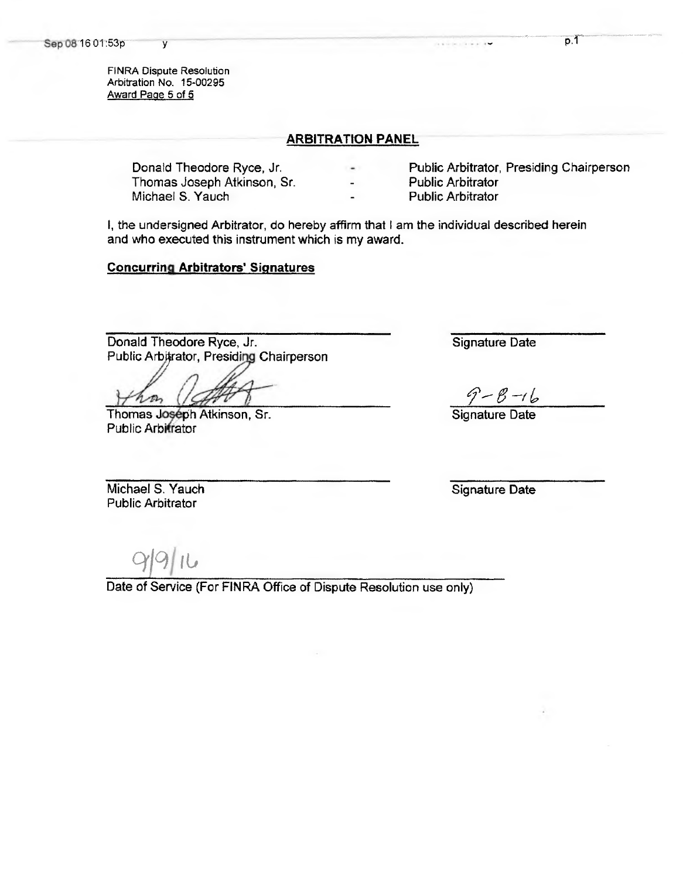FINRA Dispute Resolution
Arbitration No. 15-00295
Award Page 5 of 5

## ARBITRATION PANEL

| | | |
|---|---|---|
| Donald Theodore Ryce, Jr. | - | Public Arbitrator, Presiding Chairperson |
| Thomas Joseph Atkinson, Sr. | - | Public Arbitrator |
| Michael S. Yauch | - | Public Arbitrator |

I, the undersigned Arbitrator, do hereby affirm that I am the individual described herein and who executed this instrument which is my award.

**Concurring Arbitrators' Signatures**

Donald Theodore Ryce, Jr.
Public Arbitrator, Presiding Chairperson

Signature Date

Thomas Joseph Atkinson, Sr.
Public Arbitrator

9-8-16
Signature Date

Michael S. Yauch
Public Arbitrator

Signature Date

9/9/16
Date of Service (For FINRA Office of Dispute Resolution use only)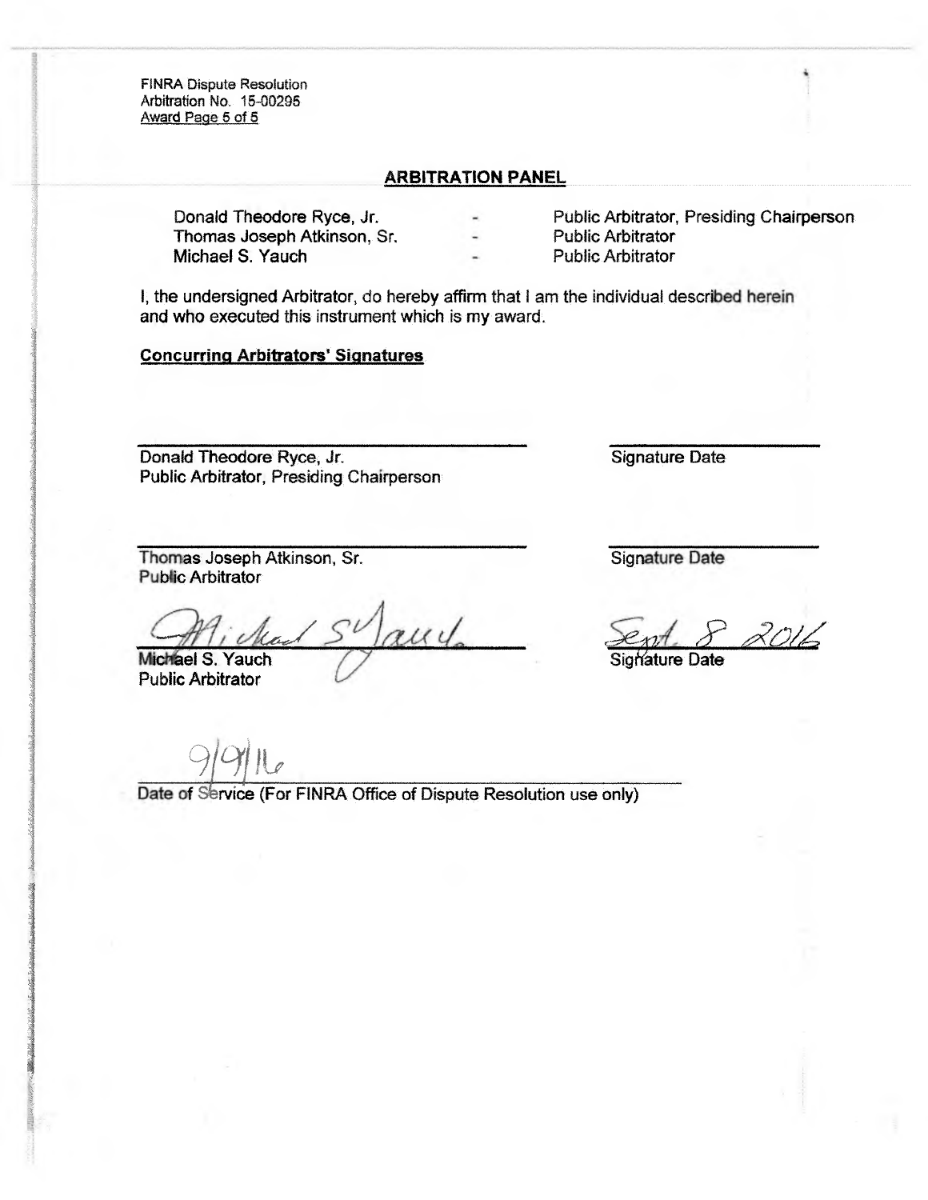## ARBITRATION PANEL

| | | |
|---|---|---|
| Donald Theodore Ryce, Jr. | - | Public Arbitrator, Presiding Chairperson |
| Thomas Joseph Atkinson, Sr. | - | Public Arbitrator |
| Michael S. Yauch | - | Public Arbitrator |

I, the undersigned Arbitrator, do hereby affirm that I am the individual described herein and who executed this instrument which is my award.

**Concurring Arbitrators' Signatures**

Donald Theodore Ryce, Jr.
Public Arbitrator, Presiding Chairperson

Signature Date

Thomas Joseph Atkinson, Sr.
Public Arbitrator

Signature Date

Michael S. Yauch
Public Arbitrator

Sept. 8 2016
Signature Date

9/9/16
Date of Service (For FINRA Office of Dispute Resolution use only)